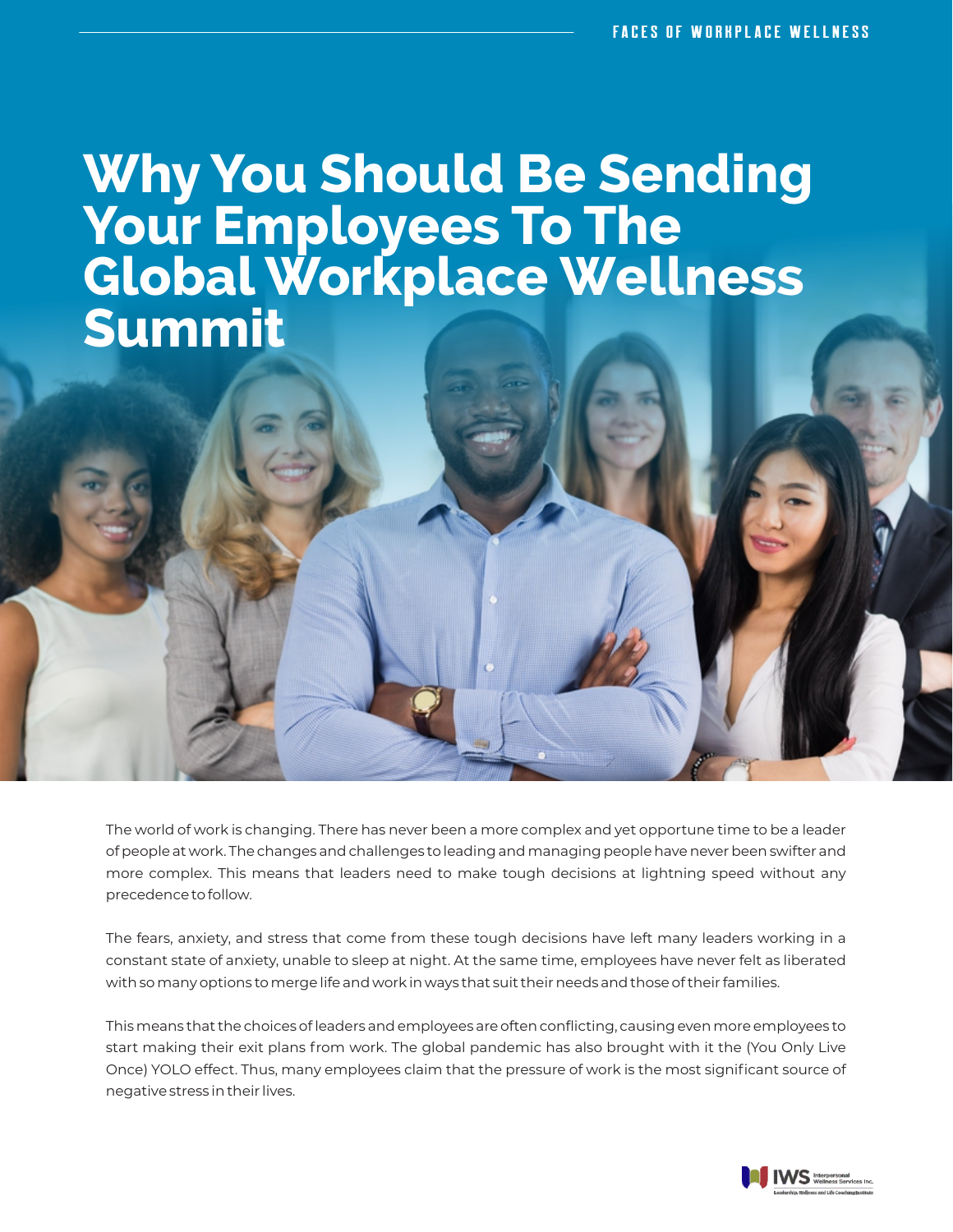# Why You Should Be Sending Your Employees To The Global Workplace Wellness Summit

The world of work is changing. There has never been a more complex and yet opportune time to be a leader of people at work. The changes and challenges to leading and managing people have never been swifter and more complex. This means that leaders need to make tough decisions at lightning speed without any precedence to follow.

The fears, anxiety, and stress that come from these tough decisions have left many leaders working in a constant state of anxiety, unable to sleep at night. At the same time, employees have never felt as liberated with so many options to merge life and work in ways that suit their needs and those of their families.

This means that the choices of leaders and employees are often conflicting, causing even more employees to start making their exit plans from work. The global pandemic has also brought with it the (You Only Live Once) YOLO effect. Thus, many employees claim that the pressure of work is the most significant source of negative stress in their lives.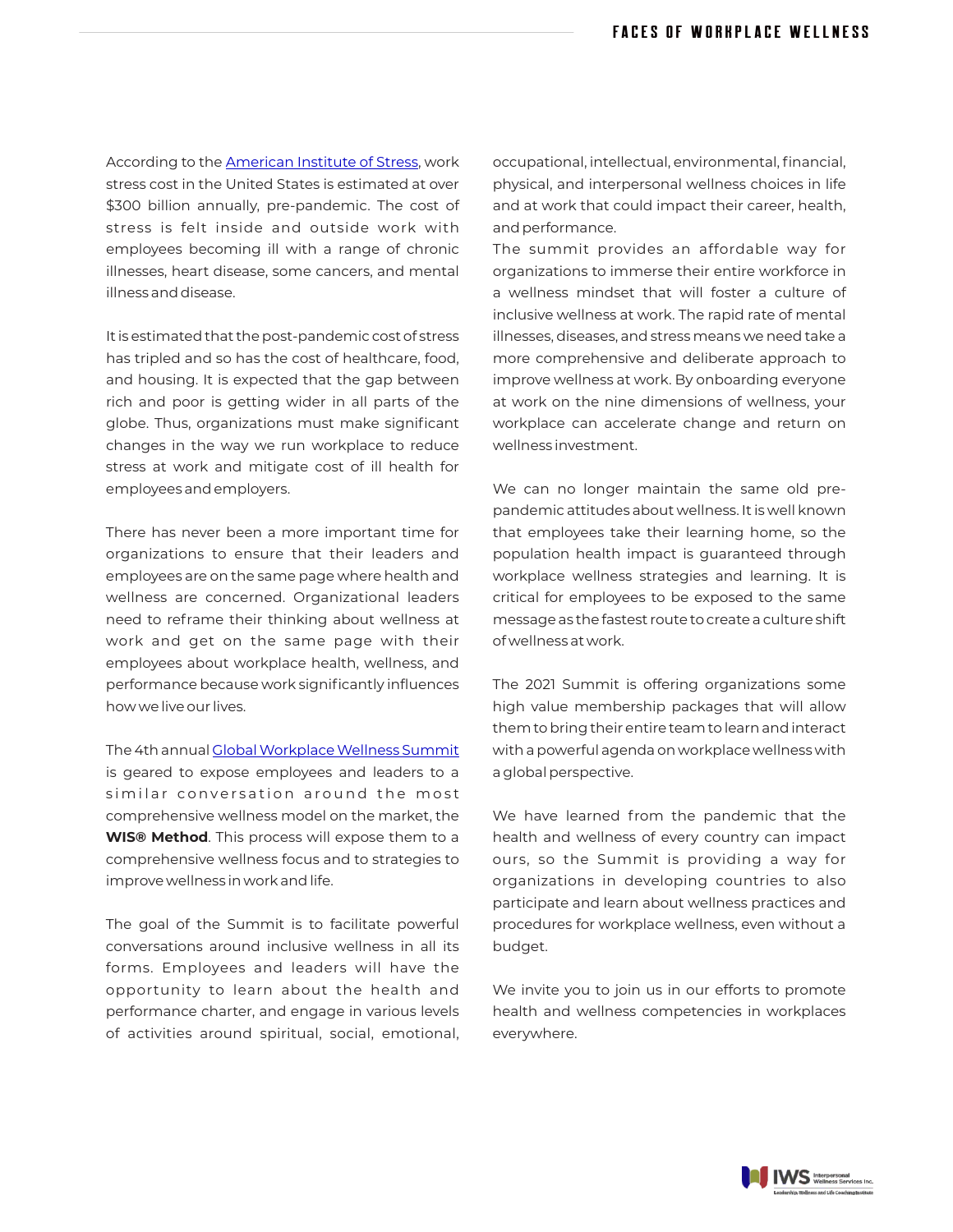According to the [American Institute of Stress](), work stress cost in the United States is estimated at over $300 billion annually, pre-pandemic. The cost of stress is felt inside and outside work with employees becoming ill with a range of chronic illnesses, heart disease, some cancers, and mental illness and disease.

It is estimated that the post-pandemic cost of stress has tripled and so has the cost of healthcare, food, and housing. It is expected that the gap between rich and poor is getting wider in all parts of the globe. Thus, organizations must make significant changes in the way we run workplace to reduce stress at work and mitigate cost of ill health for employees and employers.

There has never been a more important time for organizations to ensure that their leaders and employees are on the same page where health and wellness are concerned. Organizational leaders need to reframe their thinking about wellness at work and get on the same page with their employees about workplace health, wellness, and performance because work significantly influences how we live our lives.

The 4th annual [Global Workplace Wellness Summit]() is geared to expose employees and leaders to a similar conversation around the most comprehensive wellness model on the market, the **WIS® Method**. This process will expose them to a comprehensive wellness focus and to strategies to improve wellness in work and life.

The goal of the Summit is to facilitate powerful conversations around inclusive wellness in all its forms. Employees and leaders will have the opportunity to learn about the health and performance charter, and engage in various levels of activities around spiritual, social, emotional, occupational, intellectual, environmental, financial, physical, and interpersonal wellness choices in life and at work that could impact their career, health, and performance.

The summit provides an affordable way for organizations to immerse their entire workforce in a wellness mindset that will foster a culture of inclusive wellness at work. The rapid rate of mental illnesses, diseases, and stress means we need take a more comprehensive and deliberate approach to improve wellness at work. By onboarding everyone at work on the nine dimensions of wellness, your workplace can accelerate change and return on wellness investment.

We can no longer maintain the same old pre-pandemic attitudes about wellness. It is well known that employees take their learning home, so the population health impact is guaranteed through workplace wellness strategies and learning. It is critical for employees to be exposed to the same message as the fastest route to create a culture shift of wellness at work.

The 2021 Summit is offering organizations some high value membership packages that will allow them to bring their entire team to learn and interact with a powerful agenda on workplace wellness with a global perspective.

We have learned from the pandemic that the health and wellness of every country can impact ours, so the Summit is providing a way for organizations in developing countries to also participate and learn about wellness practices and procedures for workplace wellness, even without a budget.

We invite you to join us in our efforts to promote health and wellness competencies in workplaces everywhere.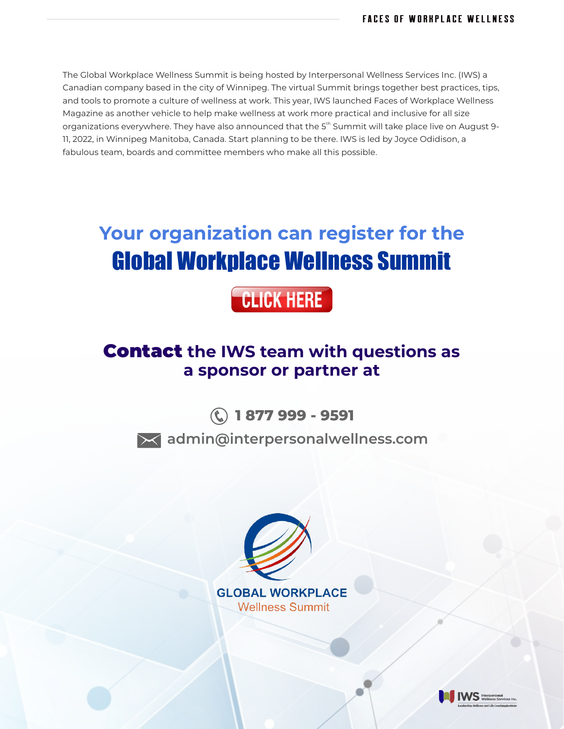The Global Workplace Wellness Summit is being hosted by Interpersonal Wellness Services Inc. (IWS) a Canadian company based in the city of Winnipeg. The virtual Summit brings together best practices, tips, and tools to promote a culture of wellness at work. This year, IWS launched Faces of Workplace Wellness Magazine as another vehicle to help make wellness at work more practical and inclusive for all size organizations everywhere. They have also announced that the 5th Summit will take place live on August 9-11, 2022, in Winnipeg Manitoba, Canada. Start planning to be there. IWS is led by Joyce Odidison, a fabulous team, boards and committee members who make all this possible.

## Your organization can register for the Global Workplace Wellness Summit

CLICK HERE

## Contact the IWS team with questions as a sponsor or partner at

1 877 999 - 9591

admin@interpersonalwellness.com

GLOBAL WORKPLACE
Wellness Summit

IWS Interpersonal Wellness Services Inc.
Leadership, Wellness and Life Coaching Institute